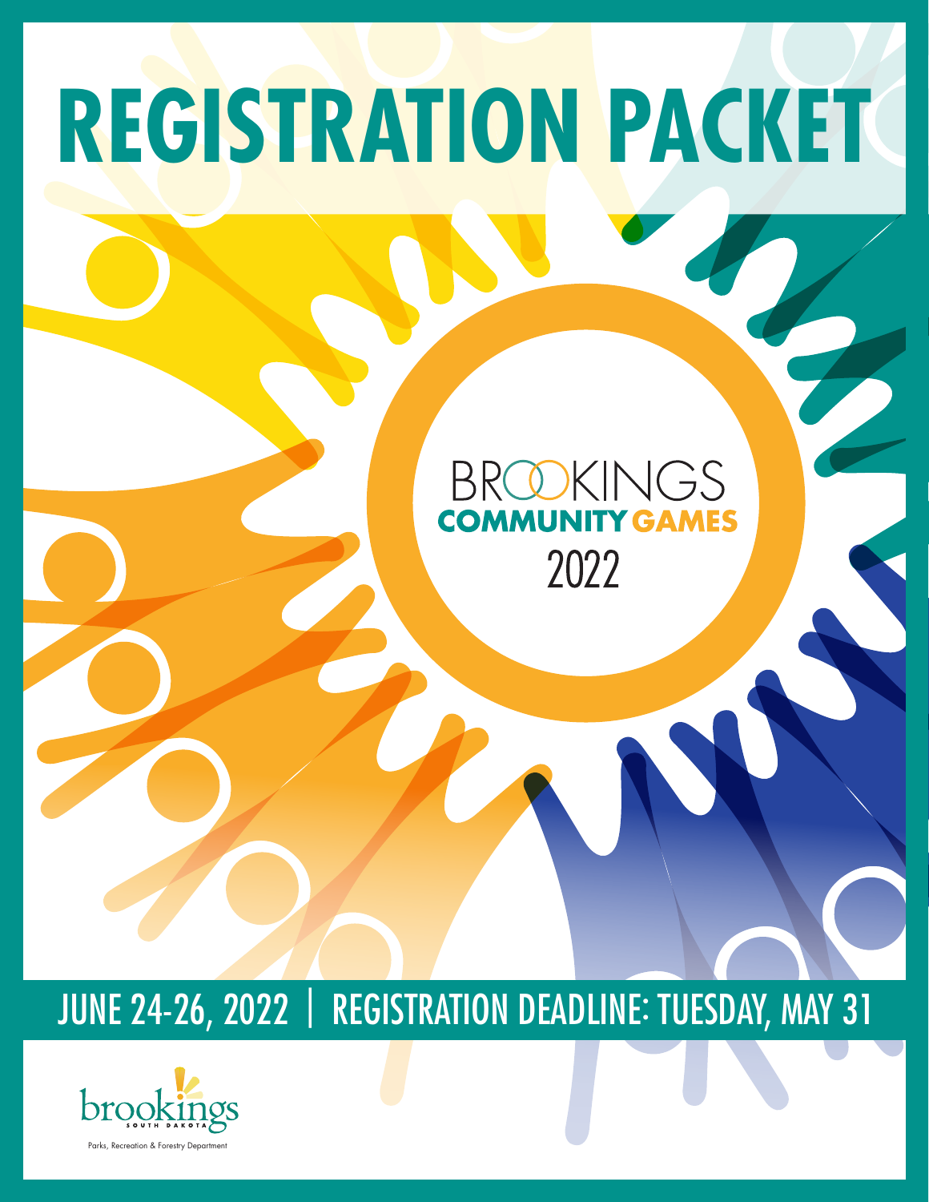# REGISTRATION PACKET

BROOKINGS
COMMUNITY GAMES
2022

JUNE 24-26, 2022 | REGISTRATION DEADLINE: TUESDAY, MAY 31

brookings
SOUTH DAKOTA
Parks, Recreation & Forestry Department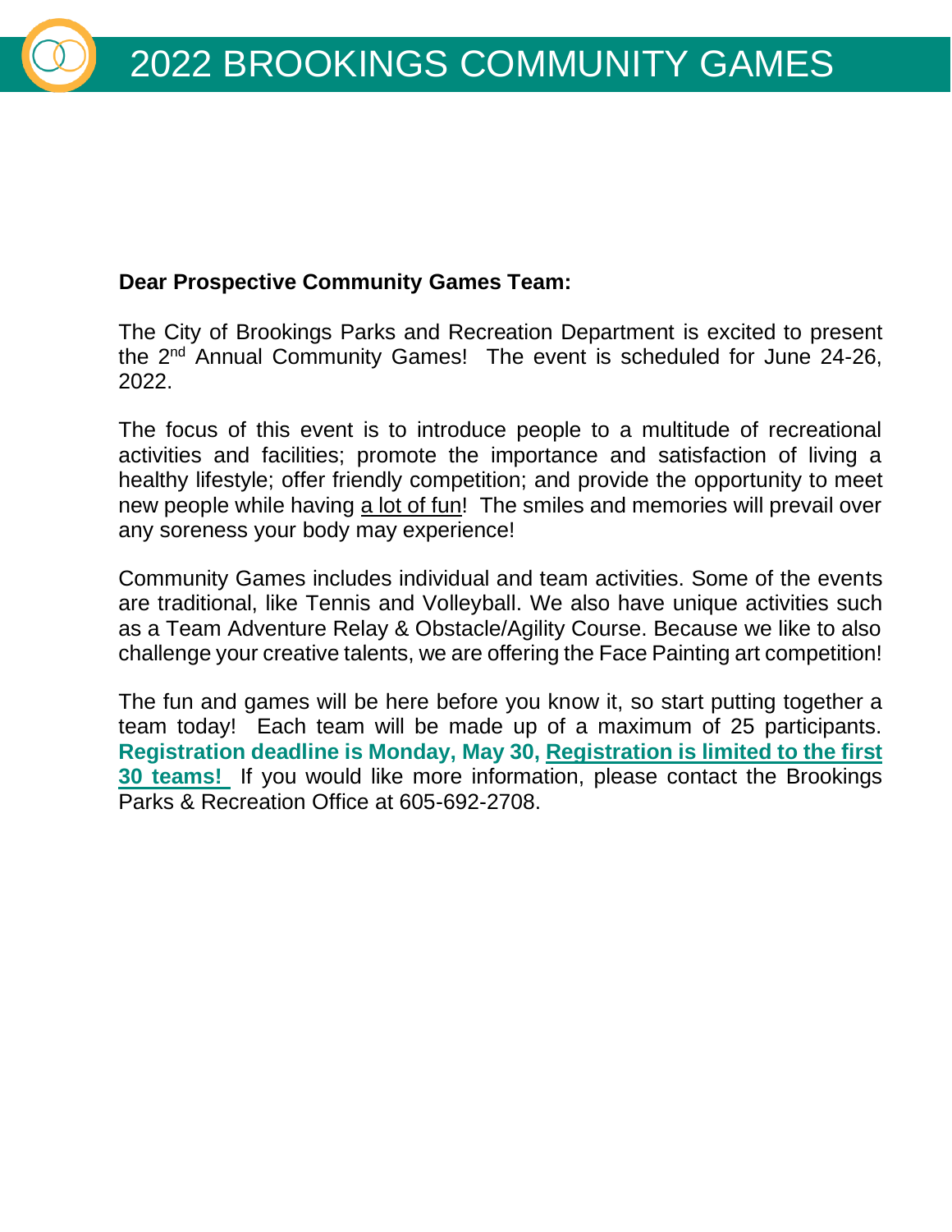# 2022 BROOKINGS COMMUNITY GAMES

**Dear Prospective Community Games Team:**

The City of Brookings Parks and Recreation Department is excited to present the 2nd Annual Community Games! The event is scheduled for June 24-26, 2022.

The focus of this event is to introduce people to a multitude of recreational activities and facilities; promote the importance and satisfaction of living a healthy lifestyle; offer friendly competition; and provide the opportunity to meet new people while having a lot of fun! The smiles and memories will prevail over any soreness your body may experience!

Community Games includes individual and team activities. Some of the events are traditional, like Tennis and Volleyball. We also have unique activities such as a Team Adventure Relay & Obstacle/Agility Course. Because we like to also challenge your creative talents, we are offering the Face Painting art competition!

The fun and games will be here before you know it, so start putting together a team today! Each team will be made up of a maximum of 25 participants. **Registration deadline is Monday, May 30, Registration is limited to the first 30 teams!** If you would like more information, please contact the Brookings Parks & Recreation Office at 605-692-2708.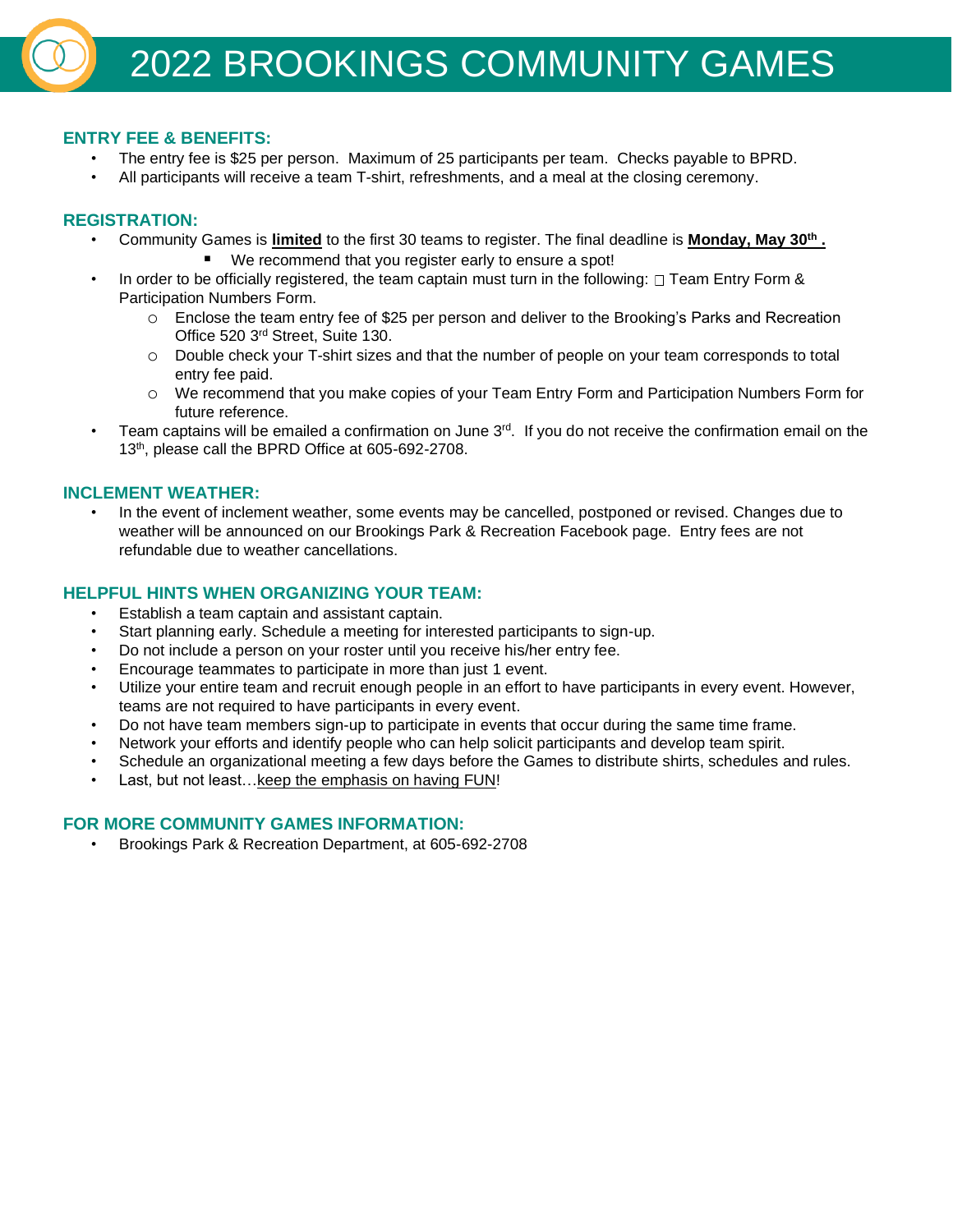# 2022 BROOKINGS COMMUNITY GAMES

## ENTRY FEE & BENEFITS:

- The entry fee is $25 per person. Maximum of 25 participants per team. Checks payable to BPRD.
- All participants will receive a team T-shirt, refreshments, and a meal at the closing ceremony.

## REGISTRATION:

- Community Games is **limited** to the first 30 teams to register. The final deadline is **Monday, May 30th .**
    - We recommend that you register early to ensure a spot!
- In order to be officially registered, the team captain must turn in the following: ☐ Team Entry Form & Participation Numbers Form.
    - Enclose the team entry fee of $25 per person and deliver to the Brooking's Parks and Recreation Office 520 3rd Street, Suite 130.
    - Double check your T-shirt sizes and that the number of people on your team corresponds to total entry fee paid.
    - We recommend that you make copies of your Team Entry Form and Participation Numbers Form for future reference.
- Team captains will be emailed a confirmation on June 3rd. If you do not receive the confirmation email on the 13th, please call the BPRD Office at 605-692-2708.

## INCLEMENT WEATHER:

- In the event of inclement weather, some events may be cancelled, postponed or revised. Changes due to weather will be announced on our Brookings Park & Recreation Facebook page. Entry fees are not refundable due to weather cancellations.

## HELPFUL HINTS WHEN ORGANIZING YOUR TEAM:

- Establish a team captain and assistant captain.
- Start planning early. Schedule a meeting for interested participants to sign-up.
- Do not include a person on your roster until you receive his/her entry fee.
- Encourage teammates to participate in more than just 1 event.
- Utilize your entire team and recruit enough people in an effort to have participants in every event. However, teams are not required to have participants in every event.
- Do not have team members sign-up to participate in events that occur during the same time frame.
- Network your efforts and identify people who can help solicit participants and develop team spirit.
- Schedule an organizational meeting a few days before the Games to distribute shirts, schedules and rules.
- Last, but not least…keep the emphasis on having FUN!

## FOR MORE COMMUNITY GAMES INFORMATION:

- Brookings Park & Recreation Department, at 605-692-2708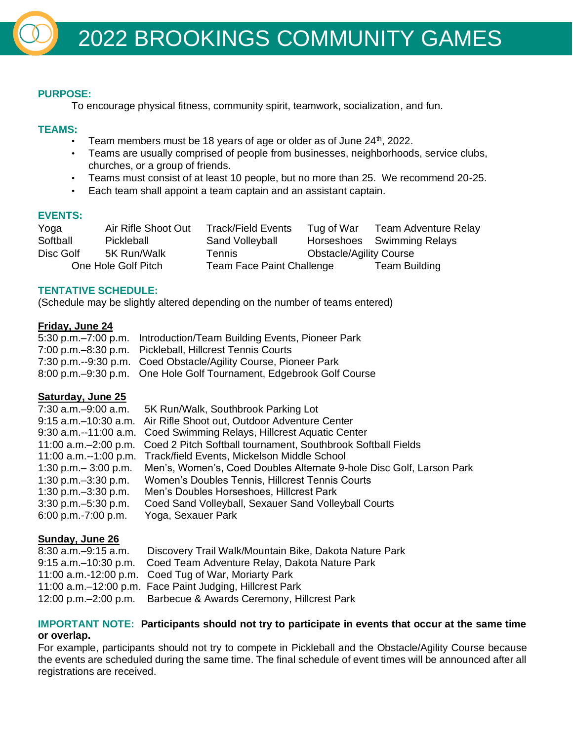# 2022 BROOKINGS COMMUNITY GAMES

**PURPOSE:**

To encourage physical fitness, community spirit, teamwork, socialization, and fun.

**TEAMS:**

- Team members must be 18 years of age or older as of June 24th, 2022.
- Teams are usually comprised of people from businesses, neighborhoods, service clubs, churches, or a group of friends.
- Teams must consist of at least 10 people, but no more than 25. We recommend 20-25.
- Each team shall appoint a team captain and an assistant captain.

**EVENTS:**

| | | | | |
|---|---|---|---|---|
| Yoga | Air Rifle Shoot Out | Track/Field Events | Tug of War | Team Adventure Relay |
| Softball | Pickleball | Sand Volleyball | Horseshoes | Swimming Relays |
| Disc Golf | 5K Run/Walk | Tennis | Obstacle/Agility Course | |
| One Hole Golf Pitch | | Team Face Paint Challenge | | Team Building |

**TENTATIVE SCHEDULE:**

(Schedule may be slightly altered depending on the number of teams entered)

**Friday, June 24**

| | |
|---|---|
| 5:30 p.m.–7:00 p.m. | Introduction/Team Building Events, Pioneer Park |
| 7:00 p.m.–8:30 p.m. | Pickleball, Hillcrest Tennis Courts |
| 7:30 p.m.--9:30 p.m. | Coed Obstacle/Agility Course, Pioneer Park |
| 8:00 p.m.–9:30 p.m. | One Hole Golf Tournament, Edgebrook Golf Course |

**Saturday, June 25**

| | |
|---|---|
| 7:30 a.m.–9:00 a.m. | 5K Run/Walk, Southbrook Parking Lot |
| 9:15 a.m.–10:30 a.m. | Air Rifle Shoot out, Outdoor Adventure Center |
| 9:30 a.m.--11:00 a.m. | Coed Swimming Relays, Hillcrest Aquatic Center |
| 11:00 a.m.–2:00 p.m. | Coed 2 Pitch Softball tournament, Southbrook Softball Fields |
| 11:00 a.m.--1:00 p.m. | Track/field Events, Mickelson Middle School |
| 1:30 p.m.– 3:00 p.m. | Men's, Women's, Coed Doubles Alternate 9-hole Disc Golf, Larson Park |
| 1:30 p.m.–3:30 p.m. | Women's Doubles Tennis, Hillcrest Tennis Courts |
| 1:30 p.m.–3:30 p.m. | Men's Doubles Horseshoes, Hillcrest Park |
| 3:30 p.m.–5:30 p.m. | Coed Sand Volleyball, Sexauer Sand Volleyball Courts |
| 6:00 p.m.-7:00 p.m. | Yoga, Sexauer Park |

**Sunday, June 26**

| | |
|---|---|
| 8:30 a.m.–9:15 a.m. | Discovery Trail Walk/Mountain Bike, Dakota Nature Park |
| 9:15 a.m.–10:30 p.m. | Coed Team Adventure Relay, Dakota Nature Park |
| 11:00 a.m.-12:00 p.m. | Coed Tug of War, Moriarty Park |
| 11:00 a.m.–12:00 p.m. | Face Paint Judging, Hillcrest Park |
| 12:00 p.m.–2:00 p.m. | Barbecue & Awards Ceremony, Hillcrest Park |

**IMPORTANT NOTE: Participants should not try to participate in events that occur at the same time or overlap.**

For example, participants should not try to compete in Pickleball and the Obstacle/Agility Course because the events are scheduled during the same time. The final schedule of event times will be announced after all registrations are received.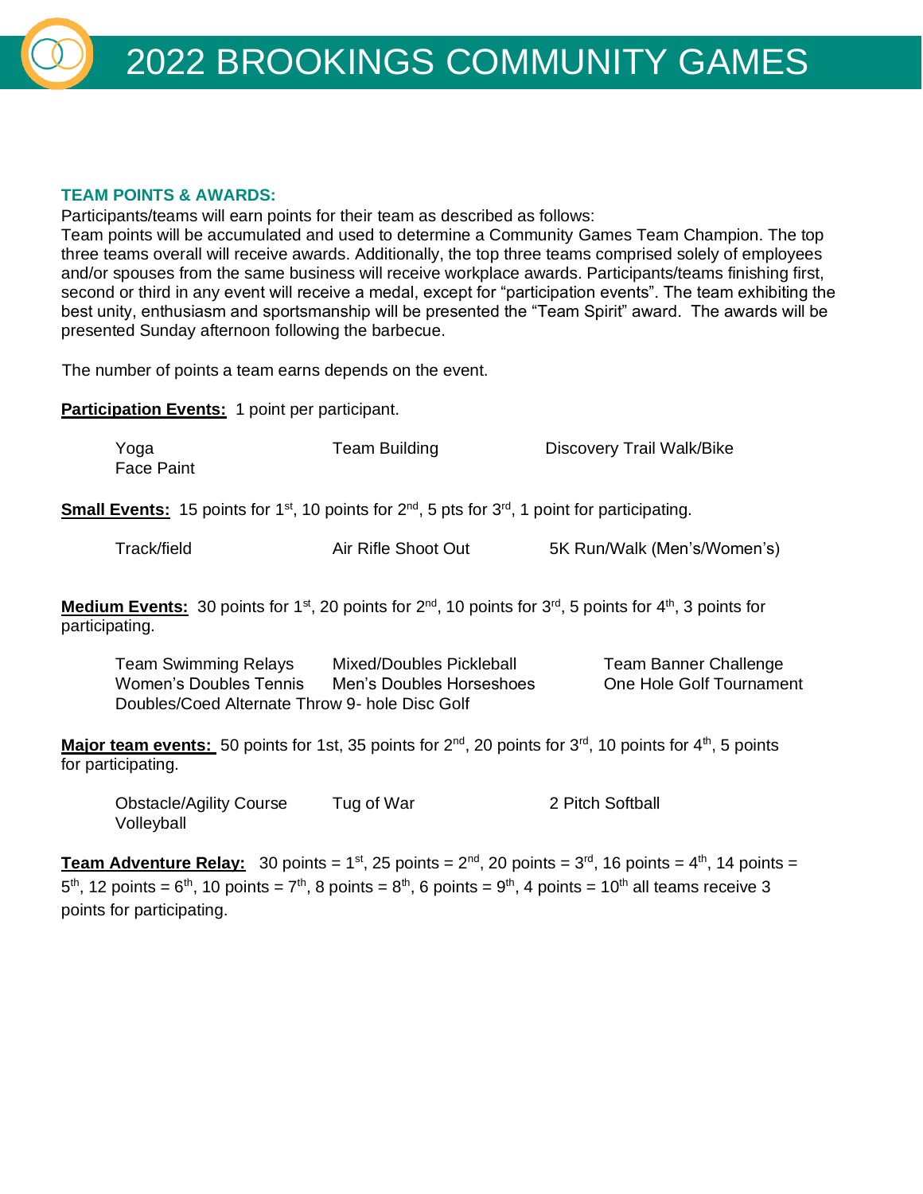# 2022 BROOKINGS COMMUNITY GAMES

## TEAM POINTS & AWARDS:

Participants/teams will earn points for their team as described as follows:
Team points will be accumulated and used to determine a Community Games Team Champion. The top three teams overall will receive awards. Additionally, the top three teams comprised solely of employees and/or spouses from the same business will receive workplace awards. Participants/teams finishing first, second or third in any event will receive a medal, except for "participation events". The team exhibiting the best unity, enthusiasm and sportsmanship will be presented the "Team Spirit" award. The awards will be presented Sunday afternoon following the barbecue.

The number of points a team earns depends on the event.

**Participation Events:** 1 point per participant.

- Yoga
- Team Building
- Discovery Trail Walk/Bike
- Face Paint

**Small Events:** 15 points for 1st, 10 points for 2nd, 5 pts for 3rd, 1 point for participating.

- Track/field
- Air Rifle Shoot Out
- 5K Run/Walk (Men's/Women's)

**Medium Events:** 30 points for 1st, 20 points for 2nd, 10 points for 3rd, 5 points for 4th, 3 points for participating.

- Team Swimming Relays
- Mixed/Doubles Pickleball
- Team Banner Challenge
- Women's Doubles Tennis
- Men's Doubles Horseshoes
- One Hole Golf Tournament
- Doubles/Coed Alternate Throw 9- hole Disc Golf

**Major team events:** 50 points for 1st, 35 points for 2nd, 20 points for 3rd, 10 points for 4th, 5 points for participating.

- Obstacle/Agility Course
- Tug of War
- 2 Pitch Softball
- Volleyball

**Team Adventure Relay:** 30 points = 1st, 25 points = 2nd, 20 points = 3rd, 16 points = 4th, 14 points = 5th, 12 points = 6th, 10 points = 7th, 8 points = 8th, 6 points = 9th, 4 points = 10th all teams receive 3 points for participating.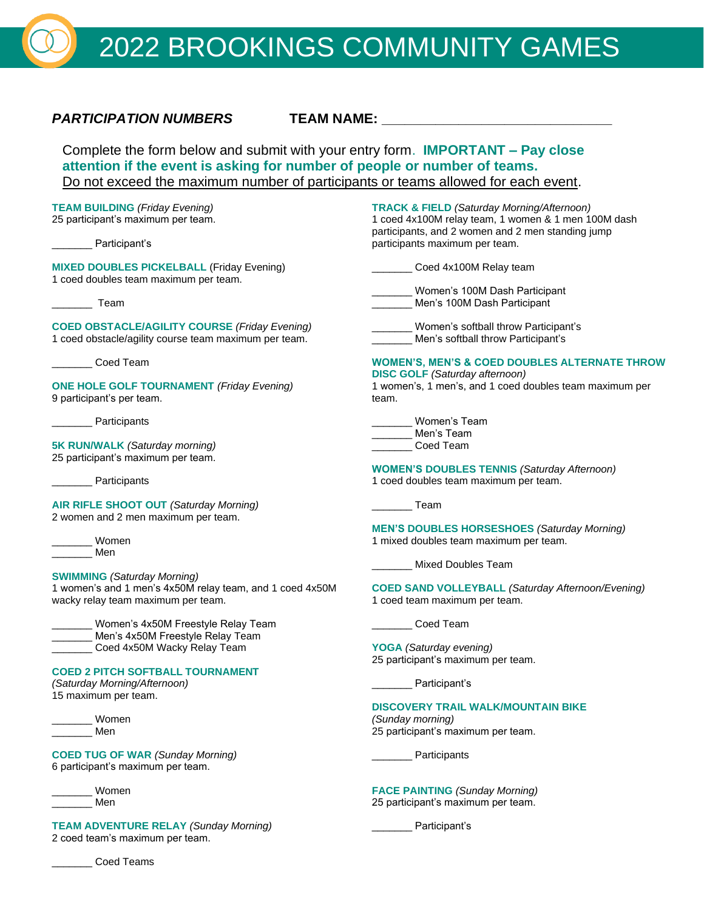# 2022 BROOKINGS COMMUNITY GAMES

***PARTICIPATION NUMBERS*** **TEAM NAME: ________________________________**

Complete the form below and submit with your entry form. **IMPORTANT – Pay close attention if the event is asking for number of people or number of teams.** <u>Do not exceed the maximum number of participants or teams allowed for each event</u>.

**TEAM BUILDING** *(Friday Evening)*
25 participant's maximum per team.

_______ Participant's

**MIXED DOUBLES PICKELBALL** (Friday Evening)
1 coed doubles team maximum per team.

_______ Team

**COED OBSTACLE/AGILITY COURSE** *(Friday Evening)*
1 coed obstacle/agility course team maximum per team.

_______ Coed Team

**ONE HOLE GOLF TOURNAMENT** *(Friday Evening)*
9 participant's per team.

_______ Participants

**5K RUN/WALK** *(Saturday morning)*
25 participant's maximum per team.

_______ Participants

**AIR RIFLE SHOOT OUT** *(Saturday Morning)*
2 women and 2 men maximum per team.

_______ Women
_______ Men

**SWIMMING** *(Saturday Morning)*
1 women's and 1 men's 4x50M relay team, and 1 coed 4x50M wacky relay team maximum per team.

_______ Women's 4x50M Freestyle Relay Team
_______ Men's 4x50M Freestyle Relay Team
_______ Coed 4x50M Wacky Relay Team

**COED 2 PITCH SOFTBALL TOURNAMENT**
*(Saturday Morning/Afternoon)*
15 maximum per team.

_______ Women
_______ Men

**COED TUG OF WAR** *(Sunday Morning)*
6 participant's maximum per team.

_______ Women
_______ Men

**TEAM ADVENTURE RELAY** *(Sunday Morning)*
2 coed team's maximum per team.

_______ Coed Teams

**TRACK & FIELD** *(Saturday Morning/Afternoon)*
1 coed 4x100M relay team, 1 women & 1 men 100M dash participants, and 2 women and 2 men standing jump participants maximum per team.

_______ Coed 4x100M Relay team

_______ Women's 100M Dash Participant
_______ Men's 100M Dash Participant

_______ Women's softball throw Participant's
_______ Men's softball throw Participant's

**WOMEN'S, MEN'S & COED DOUBLES ALTERNATE THROW DISC GOLF** *(Saturday afternoon)*
1 women's, 1 men's, and 1 coed doubles team maximum per team.

_______ Women's Team
_______ Men's Team
_______ Coed Team

**WOMEN'S DOUBLES TENNIS** *(Saturday Afternoon)*
1 coed doubles team maximum per team.

_______ Team

**MEN'S DOUBLES HORSESHOES** *(Saturday Morning)*
1 mixed doubles team maximum per team.

_______ Mixed Doubles Team

**COED SAND VOLLEYBALL** *(Saturday Afternoon/Evening)*
1 coed team maximum per team.

_______ Coed Team

**YOGA** *(Saturday evening)*
25 participant's maximum per team.

_______ Participant's

**DISCOVERY TRAIL WALK/MOUNTAIN BIKE**
*(Sunday morning)*
25 participant's maximum per team.

_______ Participants

**FACE PAINTING** *(Sunday Morning)*
25 participant's maximum per team.

_______ Participant's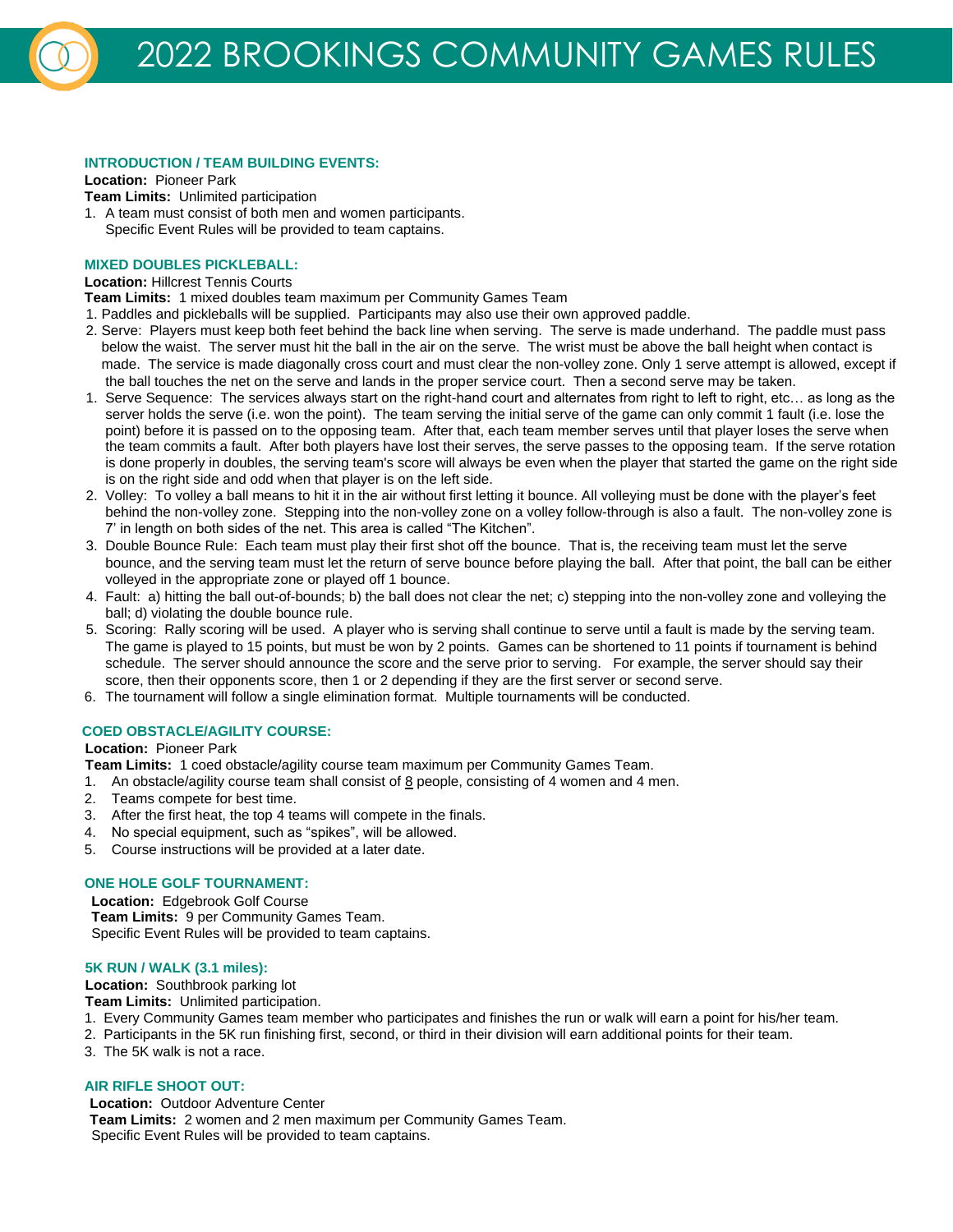# 2022 BROOKINGS COMMUNITY GAMES RULES

## INTRODUCTION / TEAM BUILDING EVENTS:

**Location:** Pioneer Park
**Team Limits:** Unlimited participation

1. A team must consist of both men and women participants.
   Specific Event Rules will be provided to team captains.

## MIXED DOUBLES PICKLEBALL:

**Location:** Hillcrest Tennis Courts
**Team Limits:** 1 mixed doubles team maximum per Community Games Team

1. Paddles and pickleballs will be supplied. Participants may also use their own approved paddle.
2. Serve: Players must keep both feet behind the back line when serving. The serve is made underhand. The paddle must pass below the waist. The server must hit the ball in the air on the serve. The wrist must be above the ball height when contact is made. The service is made diagonally cross court and must clear the non-volley zone. Only 1 serve attempt is allowed, except if the ball touches the net on the serve and lands in the proper service court. Then a second serve may be taken.
1. Serve Sequence: The services always start on the right-hand court and alternates from right to left to right, etc… as long as the server holds the serve (i.e. won the point). The team serving the initial serve of the game can only commit 1 fault (i.e. lose the point) before it is passed on to the opposing team. After that, each team member serves until that player loses the serve when the team commits a fault. After both players have lost their serves, the serve passes to the opposing team. If the serve rotation is done properly in doubles, the serving team's score will always be even when the player that started the game on the right side is on the right side and odd when that player is on the left side.
2. Volley: To volley a ball means to hit it in the air without first letting it bounce. All volleying must be done with the player's feet behind the non-volley zone. Stepping into the non-volley zone on a volley follow-through is also a fault. The non-volley zone is 7' in length on both sides of the net. This area is called "The Kitchen".
3. Double Bounce Rule: Each team must play their first shot off the bounce. That is, the receiving team must let the serve bounce, and the serving team must let the return of serve bounce before playing the ball. After that point, the ball can be either volleyed in the appropriate zone or played off 1 bounce.
4. Fault: a) hitting the ball out-of-bounds; b) the ball does not clear the net; c) stepping into the non-volley zone and volleying the ball; d) violating the double bounce rule.
5. Scoring: Rally scoring will be used. A player who is serving shall continue to serve until a fault is made by the serving team. The game is played to 15 points, but must be won by 2 points. Games can be shortened to 11 points if tournament is behind schedule. The server should announce the score and the serve prior to serving. For example, the server should say their score, then their opponents score, then 1 or 2 depending if they are the first server or second serve.
6. The tournament will follow a single elimination format. Multiple tournaments will be conducted.

## COED OBSTACLE/AGILITY COURSE:

**Location:** Pioneer Park
**Team Limits:** 1 coed obstacle/agility course team maximum per Community Games Team.

1. An obstacle/agility course team shall consist of 8 people, consisting of 4 women and 4 men.
2. Teams compete for best time.
3. After the first heat, the top 4 teams will compete in the finals.
4. No special equipment, such as "spikes", will be allowed.
5. Course instructions will be provided at a later date.

## ONE HOLE GOLF TOURNAMENT:

**Location:** Edgebrook Golf Course
**Team Limits:** 9 per Community Games Team.
Specific Event Rules will be provided to team captains.

## 5K RUN / WALK (3.1 miles):

**Location:** Southbrook parking lot
**Team Limits:** Unlimited participation.

1. Every Community Games team member who participates and finishes the run or walk will earn a point for his/her team.
2. Participants in the 5K run finishing first, second, or third in their division will earn additional points for their team.
3. The 5K walk is not a race.

## AIR RIFLE SHOOT OUT:

**Location:** Outdoor Adventure Center
**Team Limits:** 2 women and 2 men maximum per Community Games Team.
Specific Event Rules will be provided to team captains.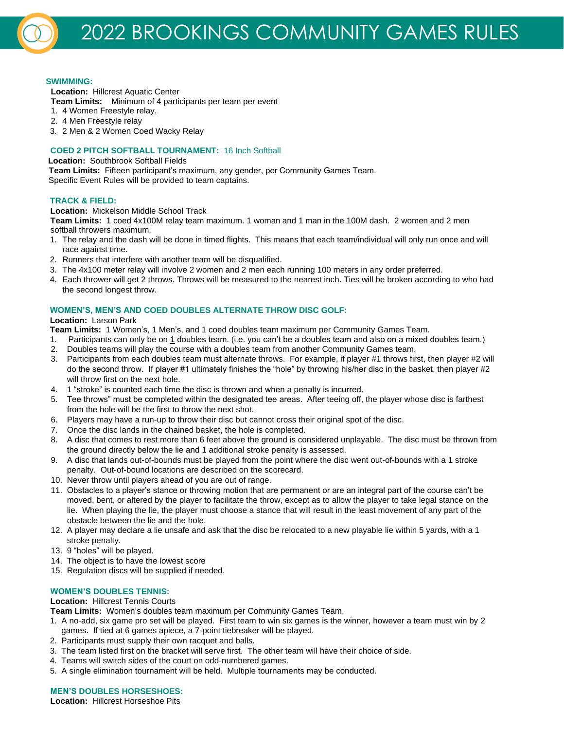# 2022 BROOKINGS COMMUNITY GAMES RULES

### SWIMMING:

**Location:** Hillcrest Aquatic Center
**Team Limits:** Minimum of 4 participants per team per event

1. 4 Women Freestyle relay.
2. 4 Men Freestyle relay
3. 2 Men & 2 Women Coed Wacky Relay

### COED 2 PITCH SOFTBALL TOURNAMENT: 16 Inch Softball

**Location:** Southbrook Softball Fields
**Team Limits:** Fifteen participant's maximum, any gender, per Community Games Team.
Specific Event Rules will be provided to team captains.

### TRACK & FIELD:

**Location:** Mickelson Middle School Track
**Team Limits:** 1 coed 4x100M relay team maximum. 1 woman and 1 man in the 100M dash. 2 women and 2 men softball throwers maximum.

1. The relay and the dash will be done in timed flights. This means that each team/individual will only run once and will race against time.
2. Runners that interfere with another team will be disqualified.
3. The 4x100 meter relay will involve 2 women and 2 men each running 100 meters in any order preferred.
4. Each thrower will get 2 throws. Throws will be measured to the nearest inch. Ties will be broken according to who had the second longest throw.

### WOMEN'S, MEN'S AND COED DOUBLES ALTERNATE THROW DISC GOLF:

**Location:** Larson Park
**Team Limits:** 1 Women's, 1 Men's, and 1 coed doubles team maximum per Community Games Team.

1. Participants can only be on 1 doubles team. (i.e. you can't be a doubles team and also on a mixed doubles team.)
2. Doubles teams will play the course with a doubles team from another Community Games team.
3. Participants from each doubles team must alternate throws. For example, if player #1 throws first, then player #2 will do the second throw. If player #1 ultimately finishes the "hole" by throwing his/her disc in the basket, then player #2 will throw first on the next hole.
4. 1 "stroke" is counted each time the disc is thrown and when a penalty is incurred.
5. Tee throws" must be completed within the designated tee areas. After teeing off, the player whose disc is farthest from the hole will be the first to throw the next shot.
6. Players may have a run-up to throw their disc but cannot cross their original spot of the disc.
7. Once the disc lands in the chained basket, the hole is completed.
8. A disc that comes to rest more than 6 feet above the ground is considered unplayable. The disc must be thrown from the ground directly below the lie and 1 additional stroke penalty is assessed.
9. A disc that lands out-of-bounds must be played from the point where the disc went out-of-bounds with a 1 stroke penalty. Out-of-bound locations are described on the scorecard.
10. Never throw until players ahead of you are out of range.
11. Obstacles to a player's stance or throwing motion that are permanent or are an integral part of the course can't be moved, bent, or altered by the player to facilitate the throw, except as to allow the player to take legal stance on the lie. When playing the lie, the player must choose a stance that will result in the least movement of any part of the obstacle between the lie and the hole.
12. A player may declare a lie unsafe and ask that the disc be relocated to a new playable lie within 5 yards, with a 1 stroke penalty.
13. 9 "holes" will be played.
14. The object is to have the lowest score
15. Regulation discs will be supplied if needed.

### WOMEN'S DOUBLES TENNIS:

**Location:** Hillcrest Tennis Courts
**Team Limits:** Women's doubles team maximum per Community Games Team.

1. A no-add, six game pro set will be played. First team to win six games is the winner, however a team must win by 2 games. If tied at 6 games apiece, a 7-point tiebreaker will be played.
2. Participants must supply their own racquet and balls.
3. The team listed first on the bracket will serve first. The other team will have their choice of side.
4. Teams will switch sides of the court on odd-numbered games.
5. A single elimination tournament will be held. Multiple tournaments may be conducted.

### MEN'S DOUBLES HORSESHOES:

**Location:** Hillcrest Horseshoe Pits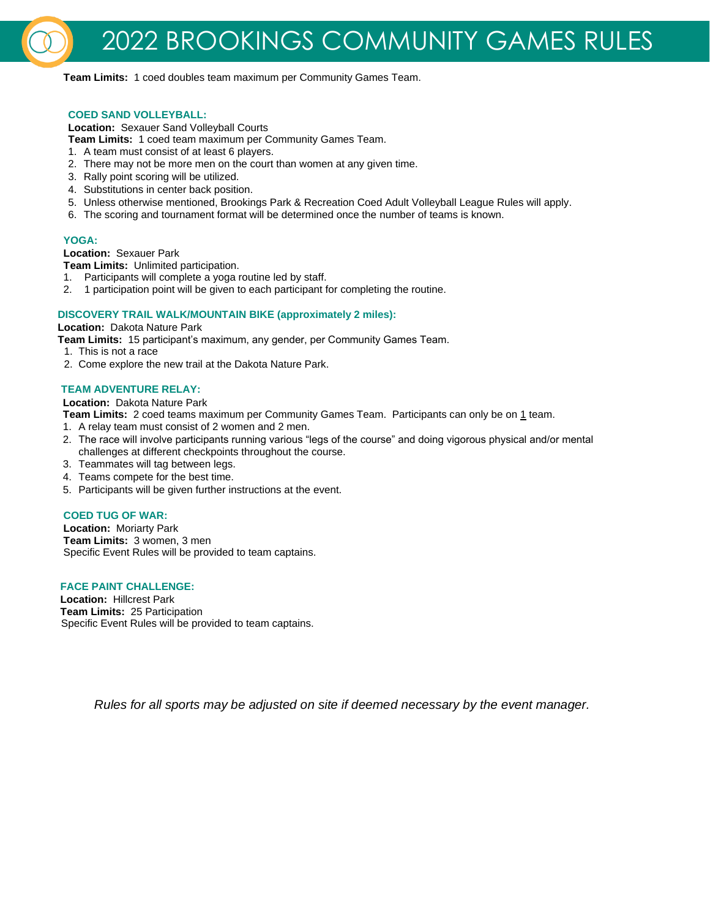**Team Limits:** 1 coed doubles team maximum per Community Games Team.

### COED SAND VOLLEYBALL:

**Location:** Sexauer Sand Volleyball Courts
**Team Limits:** 1 coed team maximum per Community Games Team.

1. A team must consist of at least 6 players.
2. There may not be more men on the court than women at any given time.
3. Rally point scoring will be utilized.
4. Substitutions in center back position.
5. Unless otherwise mentioned, Brookings Park & Recreation Coed Adult Volleyball League Rules will apply.
6. The scoring and tournament format will be determined once the number of teams is known.

### YOGA:

**Location:** Sexauer Park
**Team Limits:** Unlimited participation.

1. Participants will complete a yoga routine led by staff.
2. 1 participation point will be given to each participant for completing the routine.

### DISCOVERY TRAIL WALK/MOUNTAIN BIKE (approximately 2 miles):

**Location:** Dakota Nature Park
**Team Limits:** 15 participant's maximum, any gender, per Community Games Team.

1. This is not a race
2. Come explore the new trail at the Dakota Nature Park.

### TEAM ADVENTURE RELAY:

**Location:** Dakota Nature Park
**Team Limits:** 2 coed teams maximum per Community Games Team. Participants can only be on 1 team.

1. A relay team must consist of 2 women and 2 men.
2. The race will involve participants running various "legs of the course" and doing vigorous physical and/or mental challenges at different checkpoints throughout the course.
3. Teammates will tag between legs.
4. Teams compete for the best time.
5. Participants will be given further instructions at the event.

### COED TUG OF WAR:

**Location:** Moriarty Park
**Team Limits:** 3 women, 3 men
Specific Event Rules will be provided to team captains.

### FACE PAINT CHALLENGE:

**Location:** Hillcrest Park
**Team Limits:** 25 Participation
Specific Event Rules will be provided to team captains.

*Rules for all sports may be adjusted on site if deemed necessary by the event manager.*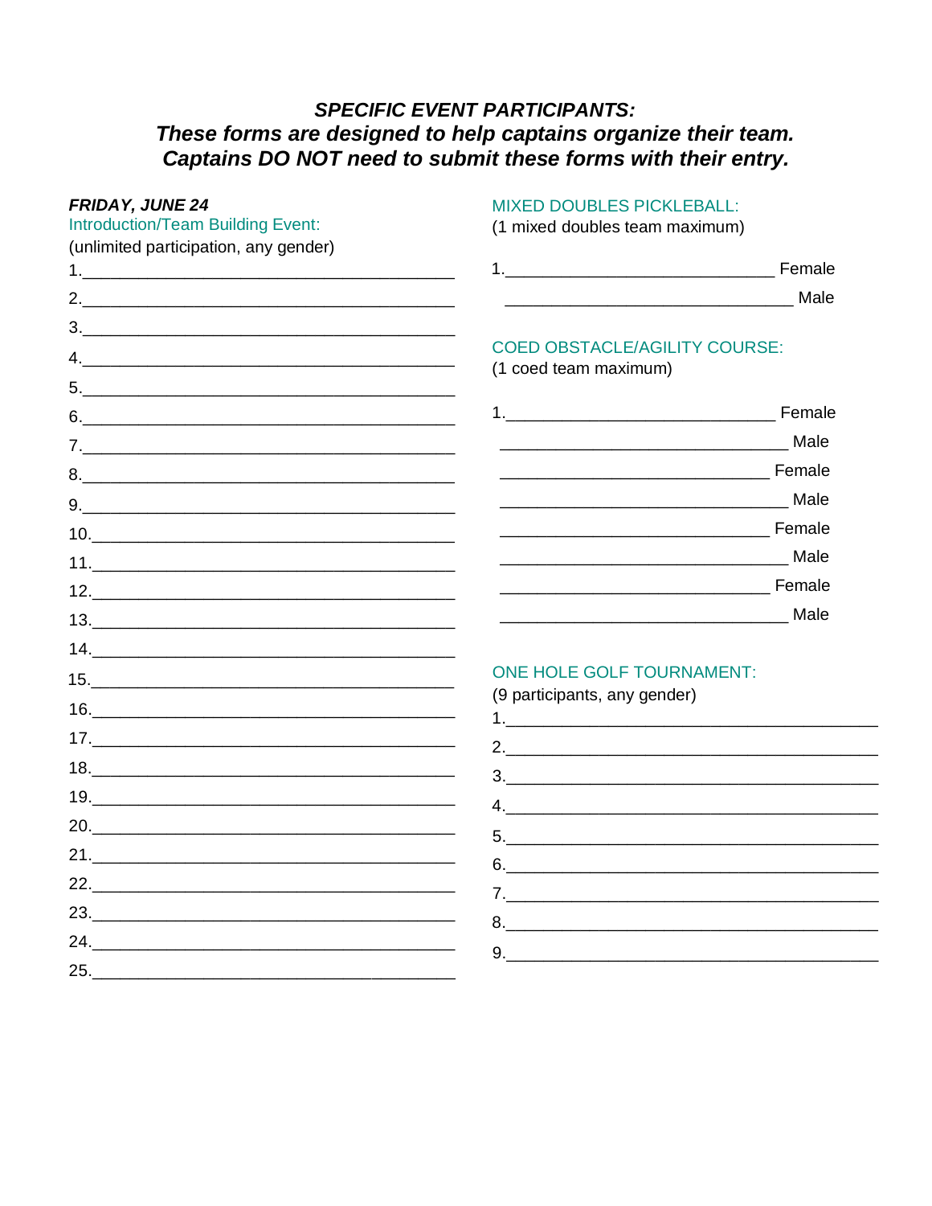***SPECIFIC EVENT PARTICIPANTS:***
***These forms are designed to help captains organize their team.***
***Captains DO NOT need to submit these forms with their entry.***

***FRIDAY, JUNE 24***

Introduction/Team Building Event:
(unlimited participation, any gender)

1.________________________________________
2.________________________________________
3.________________________________________
4.________________________________________
5.________________________________________
6.________________________________________
7.________________________________________
8.________________________________________
9.________________________________________
10.________________________________________
11.________________________________________
12.________________________________________
13.________________________________________
14.________________________________________
15.________________________________________
16.________________________________________
17.________________________________________
18.________________________________________
19.________________________________________
20.________________________________________
21.________________________________________
22.________________________________________
23.________________________________________
24.________________________________________
25.________________________________________

MIXED DOUBLES PICKLEBALL:
(1 mixed doubles team maximum)

1.______________________________ Female
______________________________ Male

COED OBSTACLE/AGILITY COURSE:
(1 coed team maximum)

1.______________________________ Female
______________________________ Male
______________________________ Female
______________________________ Male
______________________________ Female
______________________________ Male
______________________________ Female
______________________________ Male

ONE HOLE GOLF TOURNAMENT:
(9 participants, any gender)

1.________________________________________
2.________________________________________
3.________________________________________
4.________________________________________
5.________________________________________
6.________________________________________
7.________________________________________
8.________________________________________
9.________________________________________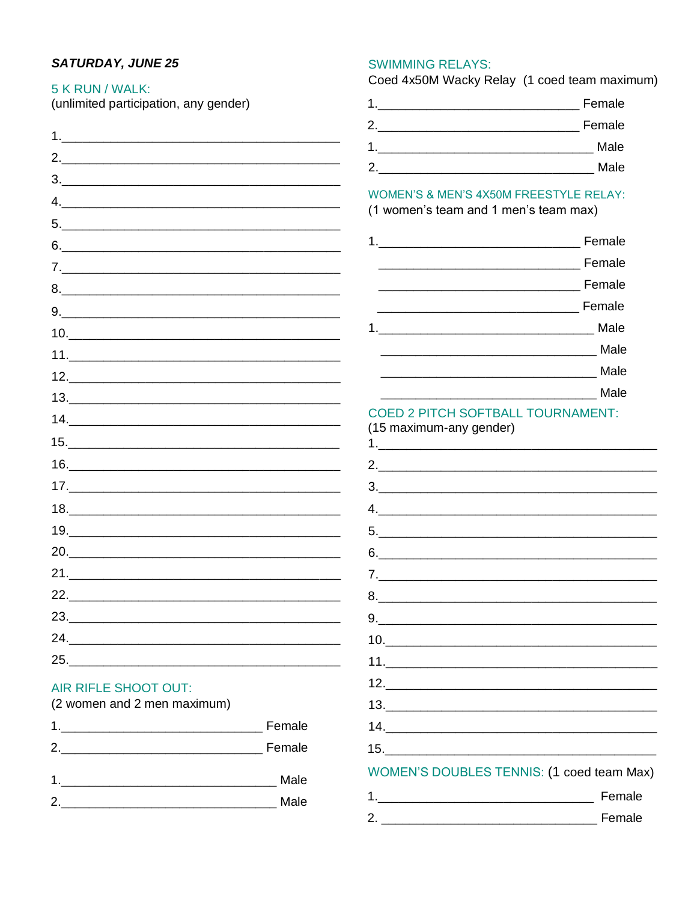***SATURDAY, JUNE 25***

## 5 K RUN / WALK:

(unlimited participation, any gender)

1.______________________________________
2.______________________________________
3.______________________________________
4.______________________________________
5.______________________________________
6.______________________________________
7.______________________________________
8.______________________________________
9.______________________________________
10.______________________________________
11.______________________________________
12.______________________________________
13.______________________________________
14.______________________________________
15.______________________________________
16.______________________________________
17.______________________________________
18.______________________________________
19.______________________________________
20.______________________________________
21.______________________________________
22.______________________________________
23.______________________________________
24.______________________________________
25.______________________________________

## AIR RIFLE SHOOT OUT:

(2 women and 2 men maximum)

1.____________________________ Female
2.____________________________ Female

1.______________________________ Male
2.______________________________ Male

## SWIMMING RELAYS:

Coed 4x50M Wacky Relay (1 coed team maximum)

1.____________________________ Female
2.____________________________ Female
1.______________________________ Male
2.______________________________ Male

## WOMEN'S & MEN'S 4X50M FREESTYLE RELAY:

(1 women's team and 1 men's team max)

1.____________________________ Female
____________________________ Female
____________________________ Female
____________________________ Female
1.______________________________ Male
______________________________ Male
______________________________ Male
______________________________ Male

## COED 2 PITCH SOFTBALL TOURNAMENT:

(15 maximum-any gender)

1.______________________________________
2.______________________________________
3.______________________________________
4.______________________________________
5.______________________________________
6.______________________________________
7.______________________________________
8.______________________________________
9.______________________________________
10.______________________________________
11.______________________________________
12.______________________________________
13.______________________________________
14.______________________________________
15.______________________________________

## WOMEN'S DOUBLES TENNIS: (1 coed team Max)

1.______________________________ Female
2. ______________________________ Female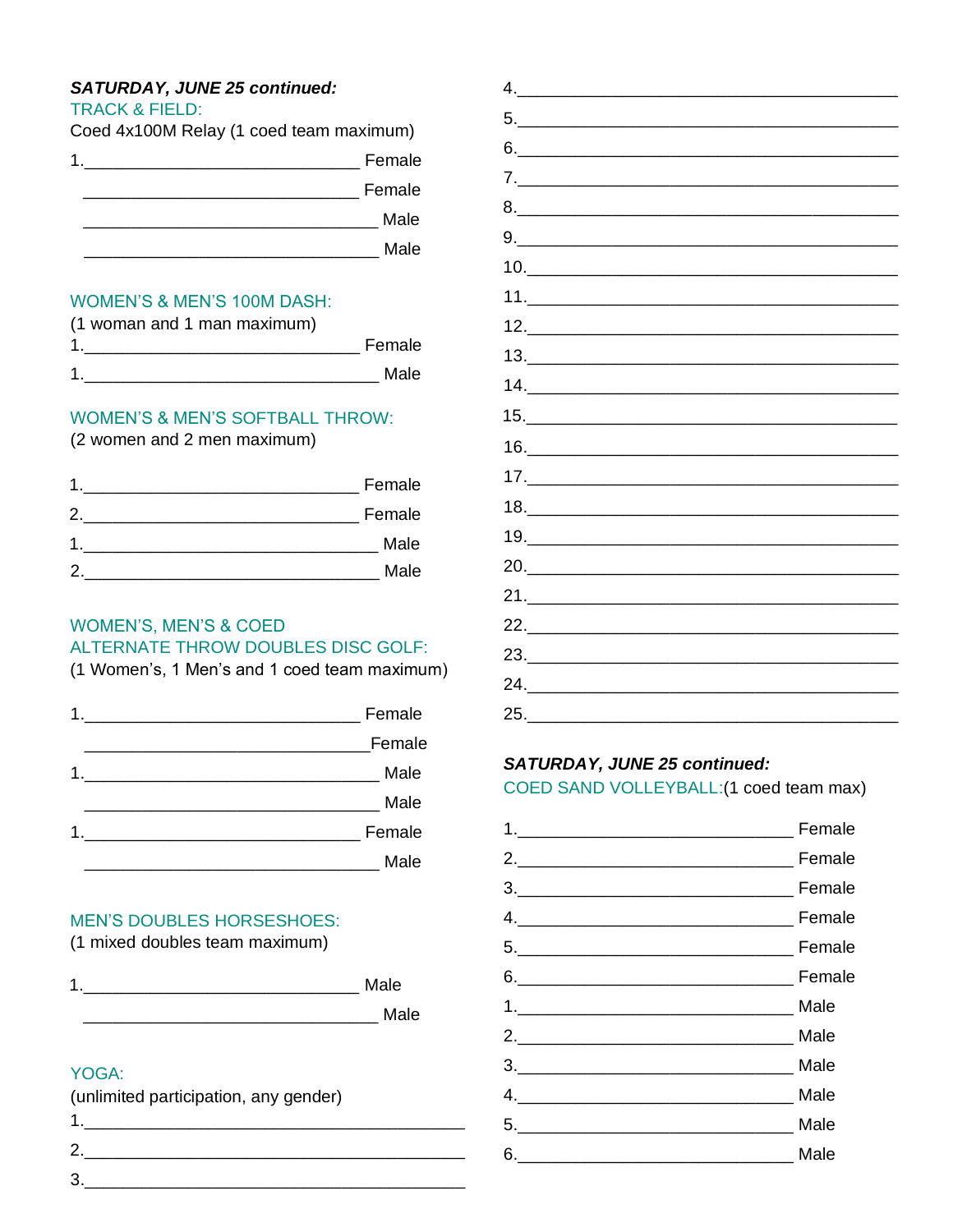***SATURDAY, JUNE 25 continued:***

TRACK & FIELD:

Coed 4x100M Relay (1 coed team maximum)

1.______________________________ Female

______________________________ Female

________________________________ Male

________________________________ Male

WOMEN'S & MEN'S 100M DASH:

(1 woman and 1 man maximum)

1.______________________________ Female

1.________________________________ Male

WOMEN'S & MEN'S SOFTBALL THROW:

(2 women and 2 men maximum)

1.______________________________ Female

2.______________________________ Female

1.________________________________ Male

2.________________________________ Male

WOMEN'S, MEN'S & COED
ALTERNATE THROW DOUBLES DISC GOLF:

(1 Women's, 1 Men's and 1 coed team maximum)

1.______________________________ Female

_______________________________Female

1.________________________________ Male

________________________________ Male

1.______________________________ Female

________________________________ Male

MEN'S DOUBLES HORSESHOES:

(1 mixed doubles team maximum)

1.______________________________ Male

________________________________ Male

YOGA:

(unlimited participation, any gender)

1.__________________________________________

2.__________________________________________

3.__________________________________________

4.__________________________________________

5.__________________________________________

6.__________________________________________

7.__________________________________________

8.__________________________________________

9.__________________________________________

10.__________________________________________

11.__________________________________________

12.__________________________________________

13.__________________________________________

14.__________________________________________

15.__________________________________________

16.__________________________________________

17.__________________________________________

18.__________________________________________

19.__________________________________________

20.__________________________________________

21.__________________________________________

22.__________________________________________

23.__________________________________________

24.__________________________________________

25.__________________________________________

***SATURDAY, JUNE 25 continued:***

COED SAND VOLLEYBALL:(1 coed team max)

1.______________________________ Female

2.______________________________ Female

3.______________________________ Female

4.______________________________ Female

5.______________________________ Female

6.______________________________ Female

1.______________________________ Male

2.______________________________ Male

3.______________________________ Male

4.______________________________ Male

5.______________________________ Male

6.______________________________ Male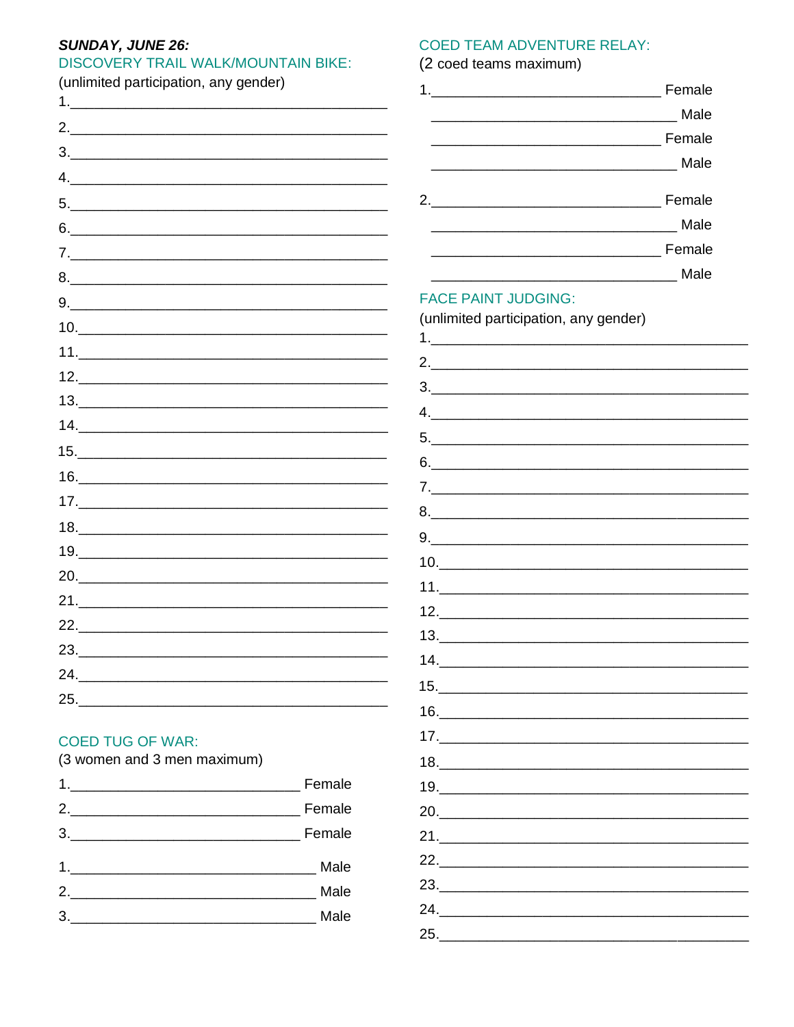***SUNDAY, JUNE 26:***

### DISCOVERY TRAIL WALK/MOUNTAIN BIKE:

(unlimited participation, any gender)

1.________________________________________
2.________________________________________
3.________________________________________
4.________________________________________
5.________________________________________
6.________________________________________
7.________________________________________
8.________________________________________
9.________________________________________
10.________________________________________
11.________________________________________
12.________________________________________
13.________________________________________
14.________________________________________
15.________________________________________
16.________________________________________
17.________________________________________
18.________________________________________
19.________________________________________
20.________________________________________
21.________________________________________
22.________________________________________
23.________________________________________
24.________________________________________
25.________________________________________

### COED TUG OF WAR:

(3 women and 3 men maximum)

1.______________________________ Female
2.______________________________ Female
3.______________________________ Female

1.________________________________ Male
2.________________________________ Male
3.________________________________ Male

### COED TEAM ADVENTURE RELAY:

(2 coed teams maximum)

1.______________________________ Female
______________________________ Male
______________________________ Female
______________________________ Male

2.______________________________ Female
______________________________ Male
______________________________ Female
______________________________ Male

### FACE PAINT JUDGING:

(unlimited participation, any gender)

1.________________________________________
2.________________________________________
3.________________________________________
4.________________________________________
5.________________________________________
6.________________________________________
7.________________________________________
8.________________________________________
9.________________________________________
10.________________________________________
11.________________________________________
12.________________________________________
13.________________________________________
14.________________________________________
15.________________________________________
16.________________________________________
17.________________________________________
18.________________________________________
19.________________________________________
20.________________________________________
21.________________________________________
22.________________________________________
23.________________________________________
24.________________________________________
25.________________________________________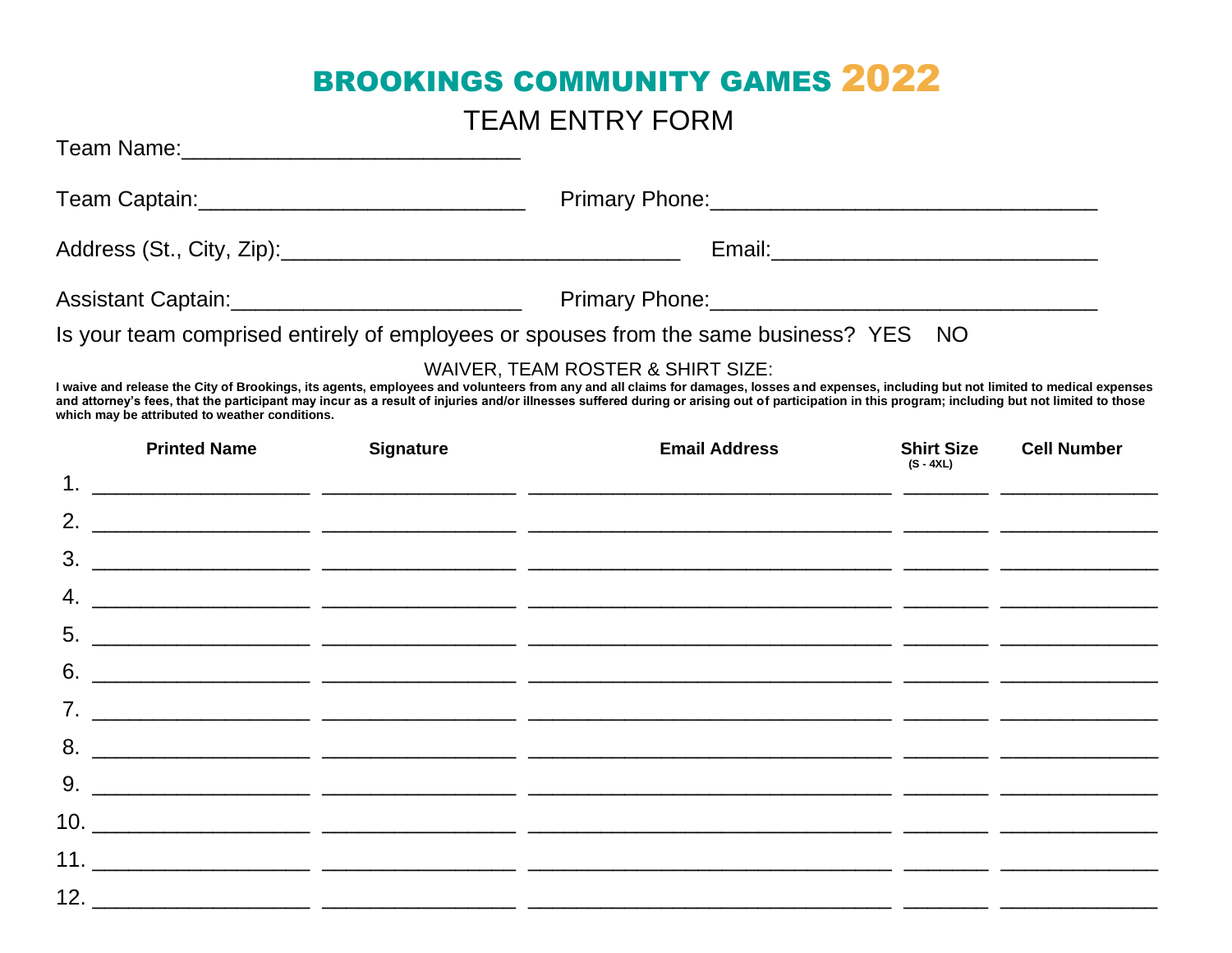# BROOKINGS COMMUNITY GAMES 2022

## TEAM ENTRY FORM

Team Name:___________________________

Team Captain:___________________________ Primary Phone:_______________________________

Address (St., City, Zip):_________________________________ Email:___________________________

Assistant Captain:________________________ Primary Phone:_______________________________

Is your team comprised entirely of employees or spouses from the same business? YES NO

WAIVER, TEAM ROSTER & SHIRT SIZE:

**I waive and release the City of Brookings, its agents, employees and volunteers from any and all claims for damages, losses and expenses, including but not limited to medical expenses and attorney's fees, that the participant may incur as a result of injuries and/or illnesses suffered during or arising out of participation in this program; including but not limited to those which may be attributed to weather conditions.**

| | Printed Name | Signature | Email Address | Shirt Size (S - 4XL) | Cell Number |
|---|---|---|---|---|---|
| 1. | | | | | |
| 2. | | | | | |
| 3. | | | | | |
| 4. | | | | | |
| 5. | | | | | |
| 6. | | | | | |
| 7. | | | | | |
| 8. | | | | | |
| 9. | | | | | |
| 10. | | | | | |
| 11. | | | | | |
| 12. | | | | | |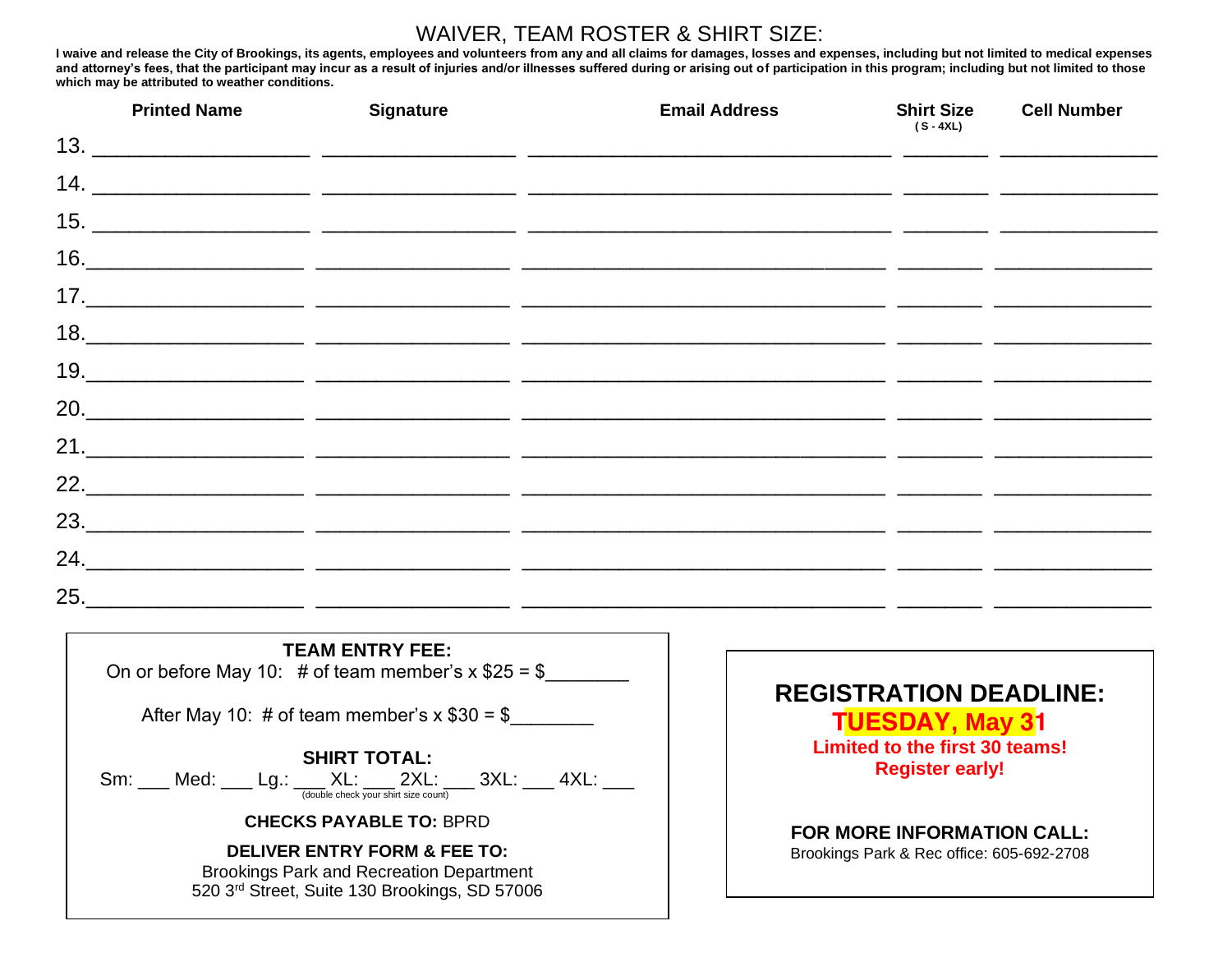# WAIVER, TEAM ROSTER & SHIRT SIZE:

**I waive and release the City of Brookings, its agents, employees and volunteers from any and all claims for damages, losses and expenses, including but not limited to medical expenses and attorney's fees, that the participant may incur as a result of injuries and/or illnesses suffered during or arising out of participation in this program; including but not limited to those which may be attributed to weather conditions.**

| | Printed Name | Signature | Email Address | Shirt Size (S - 4XL) | Cell Number |
|---|---|---|---|---|---|
| 13. | | | | | |
| 14. | | | | | |
| 15. | | | | | |
| 16. | | | | | |
| 17. | | | | | |
| 18. | | | | | |
| 19. | | | | | |
| 20. | | | | | |
| 21. | | | | | |
| 22. | | | | | |
| 23. | | | | | |
| 24. | | | | | |
| 25. | | | | | |

**TEAM ENTRY FEE:**

On or before May 10: # of team member's x $25 = $________

After May 10: # of team member's x $30 = $________

**SHIRT TOTAL:**

Sm: ___ Med: ___ Lg.: ___ XL: ___ 2XL: ___ 3XL: ___ 4XL: ___

(double check your shirt size count)

**CHECKS PAYABLE TO:** BPRD

**DELIVER ENTRY FORM & FEE TO:**
Brookings Park and Recreation Department
520 3rd Street, Suite 130 Brookings, SD 57006

**REGISTRATION DEADLINE:**
**TUESDAY, May 31**
**Limited to the first 30 teams!**
**Register early!**

**FOR MORE INFORMATION CALL:**
Brookings Park & Rec office: 605-692-2708